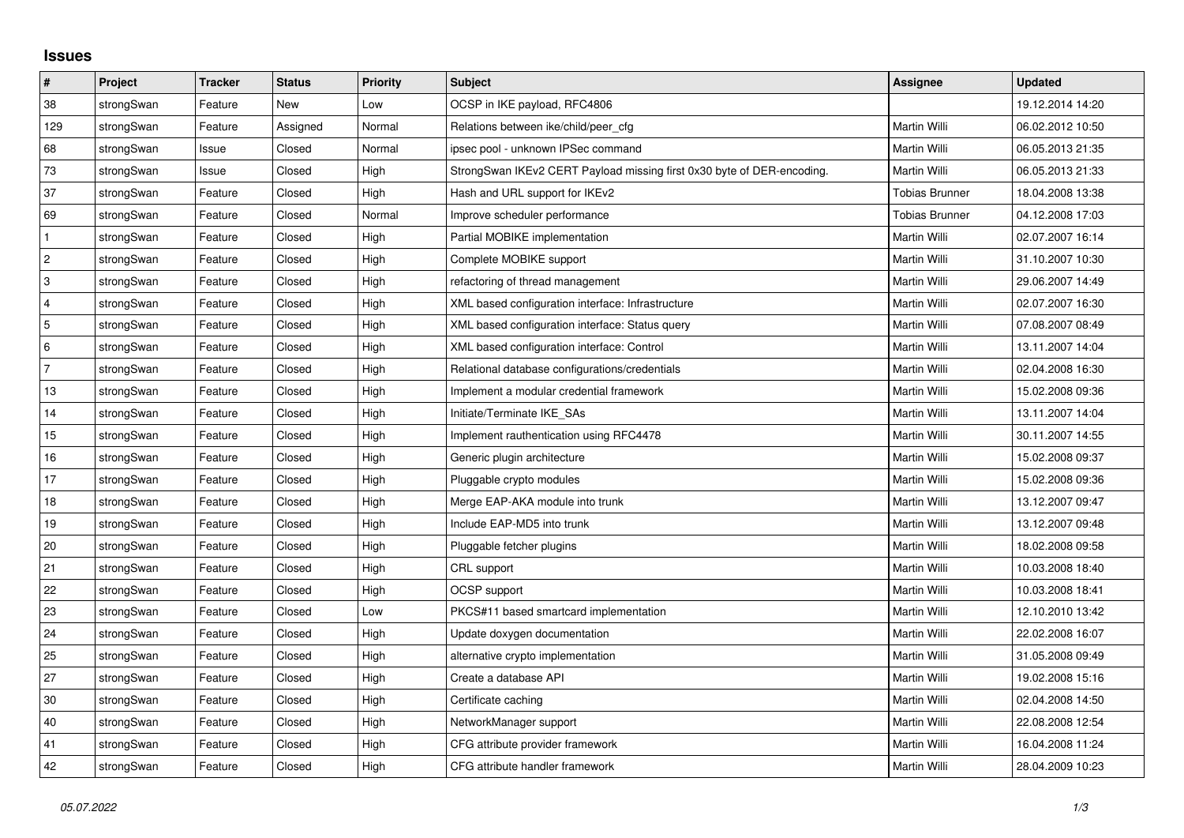# Issues

| # | Project | Tracker | Status | Priority | Subject | Assignee | Updated |
|---|---|---|---|---|---|---|---|
| 38 | strongSwan | Feature | New | Low | OCSP in IKE payload, RFC4806 | | 19.12.2014 14:20 |
| 129 | strongSwan | Feature | Assigned | Normal | Relations between ike/child/peer_cfg | Martin Willi | 06.02.2012 10:50 |
| 68 | strongSwan | Issue | Closed | Normal | ipsec pool - unknown IPSec command | Martin Willi | 06.05.2013 21:35 |
| 73 | strongSwan | Issue | Closed | High | StrongSwan IKEv2 CERT Payload missing first 0x30 byte of DER-encoding. | Martin Willi | 06.05.2013 21:33 |
| 37 | strongSwan | Feature | Closed | High | Hash and URL support for IKEv2 | Tobias Brunner | 18.04.2008 13:38 |
| 69 | strongSwan | Feature | Closed | Normal | Improve scheduler performance | Tobias Brunner | 04.12.2008 17:03 |
| 1 | strongSwan | Feature | Closed | High | Partial MOBIKE implementation | Martin Willi | 02.07.2007 16:14 |
| 2 | strongSwan | Feature | Closed | High | Complete MOBIKE support | Martin Willi | 31.10.2007 10:30 |
| 3 | strongSwan | Feature | Closed | High | refactoring of thread management | Martin Willi | 29.06.2007 14:49 |
| 4 | strongSwan | Feature | Closed | High | XML based configuration interface: Infrastructure | Martin Willi | 02.07.2007 16:30 |
| 5 | strongSwan | Feature | Closed | High | XML based configuration interface: Status query | Martin Willi | 07.08.2007 08:49 |
| 6 | strongSwan | Feature | Closed | High | XML based configuration interface: Control | Martin Willi | 13.11.2007 14:04 |
| 7 | strongSwan | Feature | Closed | High | Relational database configurations/credentials | Martin Willi | 02.04.2008 16:30 |
| 13 | strongSwan | Feature | Closed | High | Implement a modular credential framework | Martin Willi | 15.02.2008 09:36 |
| 14 | strongSwan | Feature | Closed | High | Initiate/Terminate IKE_SAs | Martin Willi | 13.11.2007 14:04 |
| 15 | strongSwan | Feature | Closed | High | Implement rauthentication using RFC4478 | Martin Willi | 30.11.2007 14:55 |
| 16 | strongSwan | Feature | Closed | High | Generic plugin architecture | Martin Willi | 15.02.2008 09:37 |
| 17 | strongSwan | Feature | Closed | High | Pluggable crypto modules | Martin Willi | 15.02.2008 09:36 |
| 18 | strongSwan | Feature | Closed | High | Merge EAP-AKA module into trunk | Martin Willi | 13.12.2007 09:47 |
| 19 | strongSwan | Feature | Closed | High | Include EAP-MD5 into trunk | Martin Willi | 13.12.2007 09:48 |
| 20 | strongSwan | Feature | Closed | High | Pluggable fetcher plugins | Martin Willi | 18.02.2008 09:58 |
| 21 | strongSwan | Feature | Closed | High | CRL support | Martin Willi | 10.03.2008 18:40 |
| 22 | strongSwan | Feature | Closed | High | OCSP support | Martin Willi | 10.03.2008 18:41 |
| 23 | strongSwan | Feature | Closed | Low | PKCS#11 based smartcard implementation | Martin Willi | 12.10.2010 13:42 |
| 24 | strongSwan | Feature | Closed | High | Update doxygen documentation | Martin Willi | 22.02.2008 16:07 |
| 25 | strongSwan | Feature | Closed | High | alternative crypto implementation | Martin Willi | 31.05.2008 09:49 |
| 27 | strongSwan | Feature | Closed | High | Create a database API | Martin Willi | 19.02.2008 15:16 |
| 30 | strongSwan | Feature | Closed | High | Certificate caching | Martin Willi | 02.04.2008 14:50 |
| 40 | strongSwan | Feature | Closed | High | NetworkManager support | Martin Willi | 22.08.2008 12:54 |
| 41 | strongSwan | Feature | Closed | High | CFG attribute provider framework | Martin Willi | 16.04.2008 11:24 |
| 42 | strongSwan | Feature | Closed | High | CFG attribute handler framework | Martin Willi | 28.04.2009 10:23 |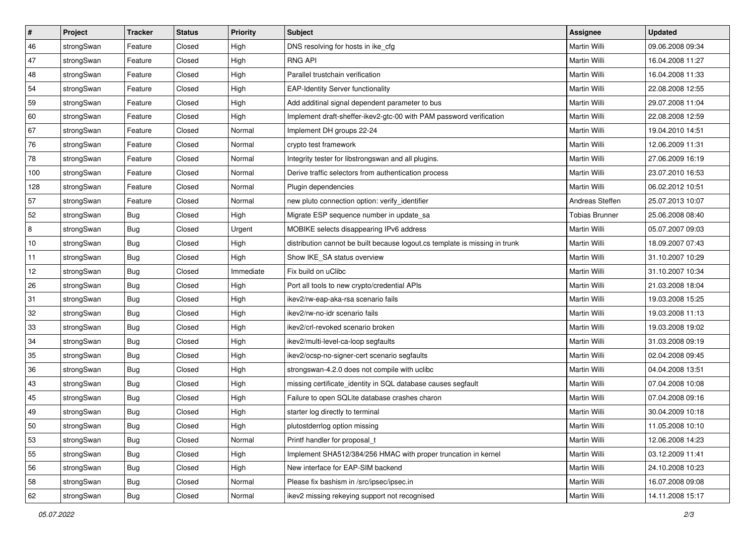| # | Project | Tracker | Status | Priority | Subject | Assignee | Updated |
|---|---|---|---|---|---|---|---|
| 46 | strongSwan | Feature | Closed | High | DNS resolving for hosts in ike_cfg | Martin Willi | 09.06.2008 09:34 |
| 47 | strongSwan | Feature | Closed | High | RNG API | Martin Willi | 16.04.2008 11:27 |
| 48 | strongSwan | Feature | Closed | High | Parallel trustchain verification | Martin Willi | 16.04.2008 11:33 |
| 54 | strongSwan | Feature | Closed | High | EAP-Identity Server functionality | Martin Willi | 22.08.2008 12:55 |
| 59 | strongSwan | Feature | Closed | High | Add additinal signal dependent parameter to bus | Martin Willi | 29.07.2008 11:04 |
| 60 | strongSwan | Feature | Closed | High | Implement draft-sheffer-ikev2-gtc-00 with PAM password verification | Martin Willi | 22.08.2008 12:59 |
| 67 | strongSwan | Feature | Closed | Normal | Implement DH groups 22-24 | Martin Willi | 19.04.2010 14:51 |
| 76 | strongSwan | Feature | Closed | Normal | crypto test framework | Martin Willi | 12.06.2009 11:31 |
| 78 | strongSwan | Feature | Closed | Normal | Integrity tester for libstrongswan and all plugins. | Martin Willi | 27.06.2009 16:19 |
| 100 | strongSwan | Feature | Closed | Normal | Derive traffic selectors from authentication process | Martin Willi | 23.07.2010 16:53 |
| 128 | strongSwan | Feature | Closed | Normal | Plugin dependencies | Martin Willi | 06.02.2012 10:51 |
| 57 | strongSwan | Feature | Closed | Normal | new pluto connection option: verify_identifier | Andreas Steffen | 25.07.2013 10:07 |
| 52 | strongSwan | Bug | Closed | High | Migrate ESP sequence number in update_sa | Tobias Brunner | 25.06.2008 08:40 |
| 8 | strongSwan | Bug | Closed | Urgent | MOBIKE selects disappearing IPv6 address | Martin Willi | 05.07.2007 09:03 |
| 10 | strongSwan | Bug | Closed | High | distribution cannot be built because logout.cs template is missing in trunk | Martin Willi | 18.09.2007 07:43 |
| 11 | strongSwan | Bug | Closed | High | Show IKE_SA status overview | Martin Willi | 31.10.2007 10:29 |
| 12 | strongSwan | Bug | Closed | Immediate | Fix build on uClibc | Martin Willi | 31.10.2007 10:34 |
| 26 | strongSwan | Bug | Closed | High | Port all tools to new crypto/credential APIs | Martin Willi | 21.03.2008 18:04 |
| 31 | strongSwan | Bug | Closed | High | ikev2/rw-eap-aka-rsa scenario fails | Martin Willi | 19.03.2008 15:25 |
| 32 | strongSwan | Bug | Closed | High | ikev2/rw-no-idr scenario fails | Martin Willi | 19.03.2008 11:13 |
| 33 | strongSwan | Bug | Closed | High | ikev2/crl-revoked scenario broken | Martin Willi | 19.03.2008 19:02 |
| 34 | strongSwan | Bug | Closed | High | ikev2/multi-level-ca-loop segfaults | Martin Willi | 31.03.2008 09:19 |
| 35 | strongSwan | Bug | Closed | High | ikev2/ocsp-no-signer-cert scenario segfaults | Martin Willi | 02.04.2008 09:45 |
| 36 | strongSwan | Bug | Closed | High | strongswan-4.2.0 does not compile with uclibc | Martin Willi | 04.04.2008 13:51 |
| 43 | strongSwan | Bug | Closed | High | missing certificate_identity in SQL database causes segfault | Martin Willi | 07.04.2008 10:08 |
| 45 | strongSwan | Bug | Closed | High | Failure to open SQLite database crashes charon | Martin Willi | 07.04.2008 09:16 |
| 49 | strongSwan | Bug | Closed | High | starter log directly to terminal | Martin Willi | 30.04.2009 10:18 |
| 50 | strongSwan | Bug | Closed | High | plutostderrlog option missing | Martin Willi | 11.05.2008 10:10 |
| 53 | strongSwan | Bug | Closed | Normal | Printf handler for proposal_t | Martin Willi | 12.06.2008 14:23 |
| 55 | strongSwan | Bug | Closed | High | Implement SHA512/384/256 HMAC with proper truncation in kernel | Martin Willi | 03.12.2009 11:41 |
| 56 | strongSwan | Bug | Closed | High | New interface for EAP-SIM backend | Martin Willi | 24.10.2008 10:23 |
| 58 | strongSwan | Bug | Closed | Normal | Please fix bashism in /src/ipsec/ipsec.in | Martin Willi | 16.07.2008 09:08 |
| 62 | strongSwan | Bug | Closed | Normal | ikev2 missing rekeying support not recognised | Martin Willi | 14.11.2008 15:17 |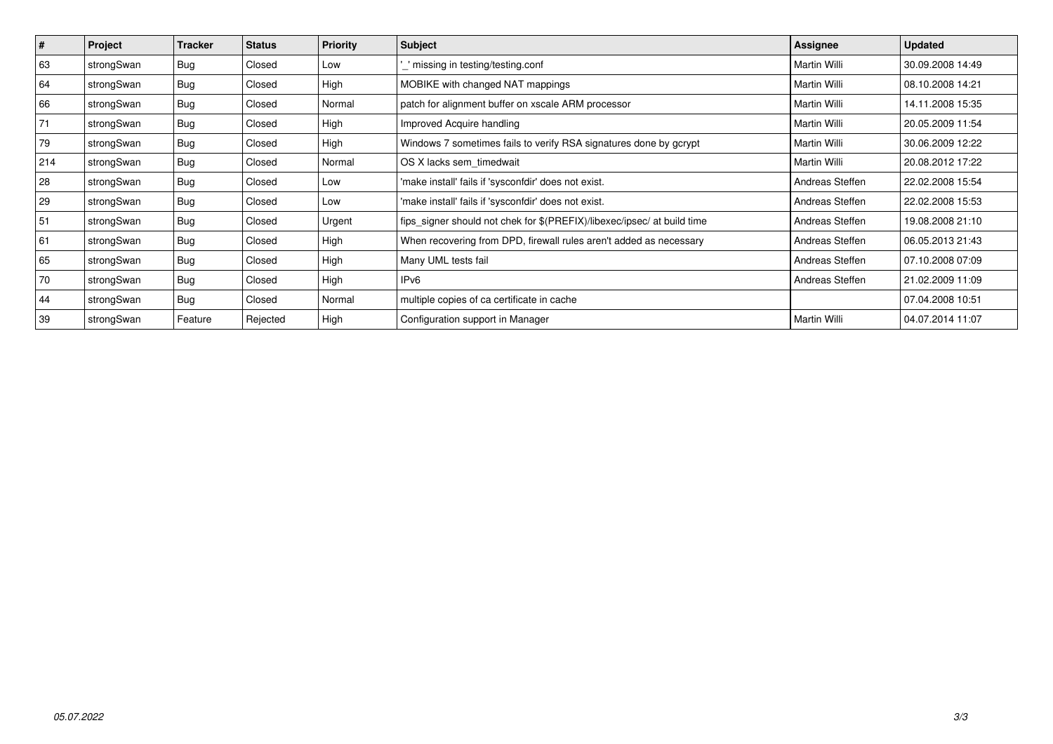| # | Project | Tracker | Status | Priority | Subject | Assignee | Updated |
|---|---|---|---|---|---|---|---|
| 63 | strongSwan | Bug | Closed | Low | '_' missing in testing/testing.conf | Martin Willi | 30.09.2008 14:49 |
| 64 | strongSwan | Bug | Closed | High | MOBIKE with changed NAT mappings | Martin Willi | 08.10.2008 14:21 |
| 66 | strongSwan | Bug | Closed | Normal | patch for alignment buffer on xscale ARM processor | Martin Willi | 14.11.2008 15:35 |
| 71 | strongSwan | Bug | Closed | High | Improved Acquire handling | Martin Willi | 20.05.2009 11:54 |
| 79 | strongSwan | Bug | Closed | High | Windows 7 sometimes fails to verify RSA signatures done by gcrypt | Martin Willi | 30.06.2009 12:22 |
| 214 | strongSwan | Bug | Closed | Normal | OS X lacks sem_timedwait | Martin Willi | 20.08.2012 17:22 |
| 28 | strongSwan | Bug | Closed | Low | 'make install' fails if 'sysconfdir' does not exist. | Andreas Steffen | 22.02.2008 15:54 |
| 29 | strongSwan | Bug | Closed | Low | 'make install' fails if 'sysconfdir' does not exist. | Andreas Steffen | 22.02.2008 15:53 |
| 51 | strongSwan | Bug | Closed | Urgent | fips_signer should not chek for $(PREFIX)/libexec/ipsec/ at build time | Andreas Steffen | 19.08.2008 21:10 |
| 61 | strongSwan | Bug | Closed | High | When recovering from DPD, firewall rules aren't added as necessary | Andreas Steffen | 06.05.2013 21:43 |
| 65 | strongSwan | Bug | Closed | High | Many UML tests fail | Andreas Steffen | 07.10.2008 07:09 |
| 70 | strongSwan | Bug | Closed | High | IPv6 | Andreas Steffen | 21.02.2009 11:09 |
| 44 | strongSwan | Bug | Closed | Normal | multiple copies of ca certificate in cache | | 07.04.2008 10:51 |
| 39 | strongSwan | Feature | Rejected | High | Configuration support in Manager | Martin Willi | 04.07.2014 11:07 |